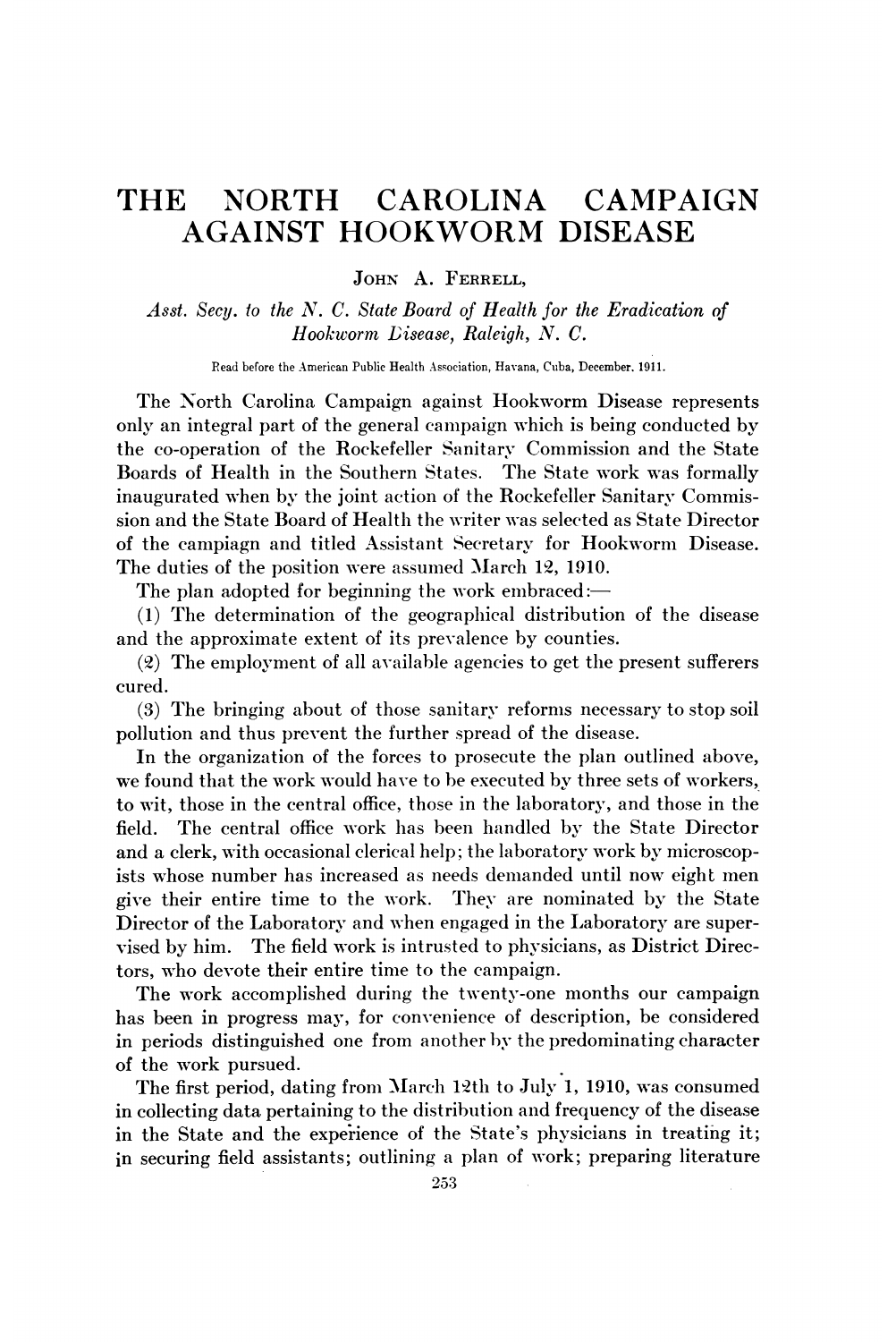# THE NORTH CAROLINA CAMPAIGN AGAINST HOOKWORM DISEASE

JOHN A. FERRELL,

*Asst. Secy. to the N. C. State Board of Health for the Eradication of Hookworm Disease, Raleigh, N. C.*

Read before the American Public Health Association, Havana, Cuba, December, 1911.

The North Carolina Campaign against Hookworm Disease represents only an integral part of the general campaign which is being conducted by the co-operation of the Rockefeller Sanitary Commission and the State Boards of Health in the Southern States. The State work was formally inaugurated when by the joint action of the Rockefeller Sanitary Commission and the State Board of Health the writer was selected as State Director of the campiagn and titled Assistant Secretary for Hookworm Disease. The duties of the position were assumed March 12, 1910.

The plan adopted for beginning the work embraced:—

(1) The determination of the geographical distribution of the disease and the approximate extent of its prevalence by counties.

(2) The employment of all available agencies to get the present sufferers cured.

(3) The bringing about of those sanitary reforms necessary to stop soil pollution and thus prevent the further spread of the disease.

In the organization of the forces to prosecute the plan outlined above, we found that the work would have to be executed by three sets of workers, to wit, those in the central office, those in the laboratory, and those in the field. The central office work has been handled by the State Director and a clerk, with occasional clerical help; the laboratory work by microscopists whose number has increased as needs demanded until now eight men give their entire time to the work. They are nominated by the State Director of the Laboratory and when engaged in the Laboratory are supervised by him. The field work is intrusted to physicians, as District Directors, who devote their entire time to the campaign.

The work accomplished during the twenty-one months our campaign has been in progress may, for convenience of description, be considered in periods distinguished one from another by the predominating character of the work pursued.

The first period, dating from March 12th to July 1, 1910, was consumed in collecting data pertaining to the distribution and frequency of the disease in the State and the experience of the State's physicians in treating it; in securing field assistants; outlining a plan of work; preparing literature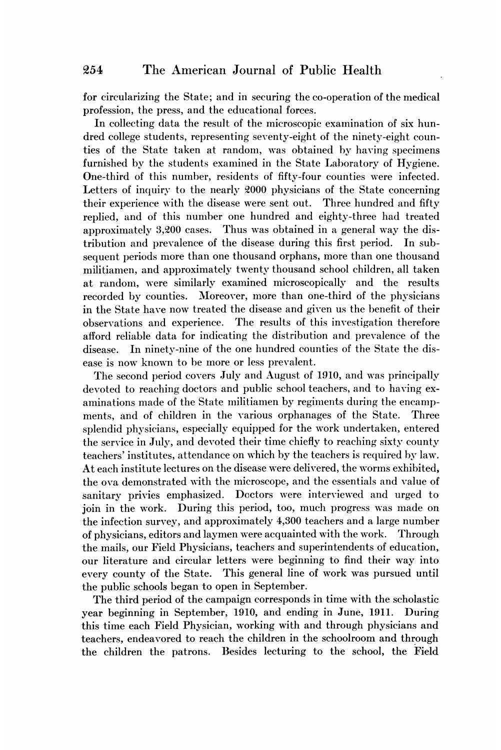for circularizing the State; and in securing the co-operation of the medical profession, the press, and the educational forces.

In collecting data the result of the microscopic examination of six hundred college students, representing seventy-eight of the ninety-eight counties of the State taken at random, was obtained by having specimens furnished by the students examined in the State Laboratory of Hygiene. One-third of this number, residents of fifty-four counties were infected. Letters of inquiry to the nearly 2000 physicians of the State concerning their experience with the disease were sent out. Three hundred and fifty replied, and of this number one hundred and eighty-three had treated approximately 3,200 cases. Thus was obtained in a general way the distribution and prevalence of the disease during this first period. In subsequent periods more than one thousand orphans, more than one thousand militiamen, and approximately twenty thousand school children, all taken at random, were similarly examined microscopically and the results recorded by counties. Moreover, more than one-third of the physicians in the State have now treated the disease and given us the benefit of their observations and experience. The results of this investigation therefore afford reliable data for indicating the distribution and prevalence of the disease. In ninety-nine of the one hundred counties of the State the disease is now known to be more or less prevalent.

The second period covers July and August of 1910, and was principally devoted to reaching doctors and public school teachers, and to having examinations made of the State militiamen by regiments during the encampments, and of children in the various orphanages of the State. Three splendid physicians, especially equipped for the work undertaken, entered the service in July, and devoted their time chiefly to reaching sixty county teachers' institutes, attendance on which by the teachers is required by law. At each institute lectures on the disease were delivered, the worms exhibited, the ova demonstrated with the microscope, and the essentials and value of sanitary privies emphasized. Doctors were interviewed and urged to join in the work. During this period, too, much progress was made on the infection survey, and approximately 4,300 teachers and a large number of physicians, editors and laymen were acquainted with the work. Through the mails, our Field Physicians, teachers and superintendents of education, our literature and circular letters were beginning to find their way into every county of the State. This general line of work was pursued until the public schools began to open in September.

The third period of the campaign corresponds in time with the scholastic year beginning in September, 1910, and ending in June, 1911. During this time each Field Physician, working with and through physicians and teachers, endeavored to reach the children in the schoolroom and through the children the patrons. Besides lecturing to the school, the Field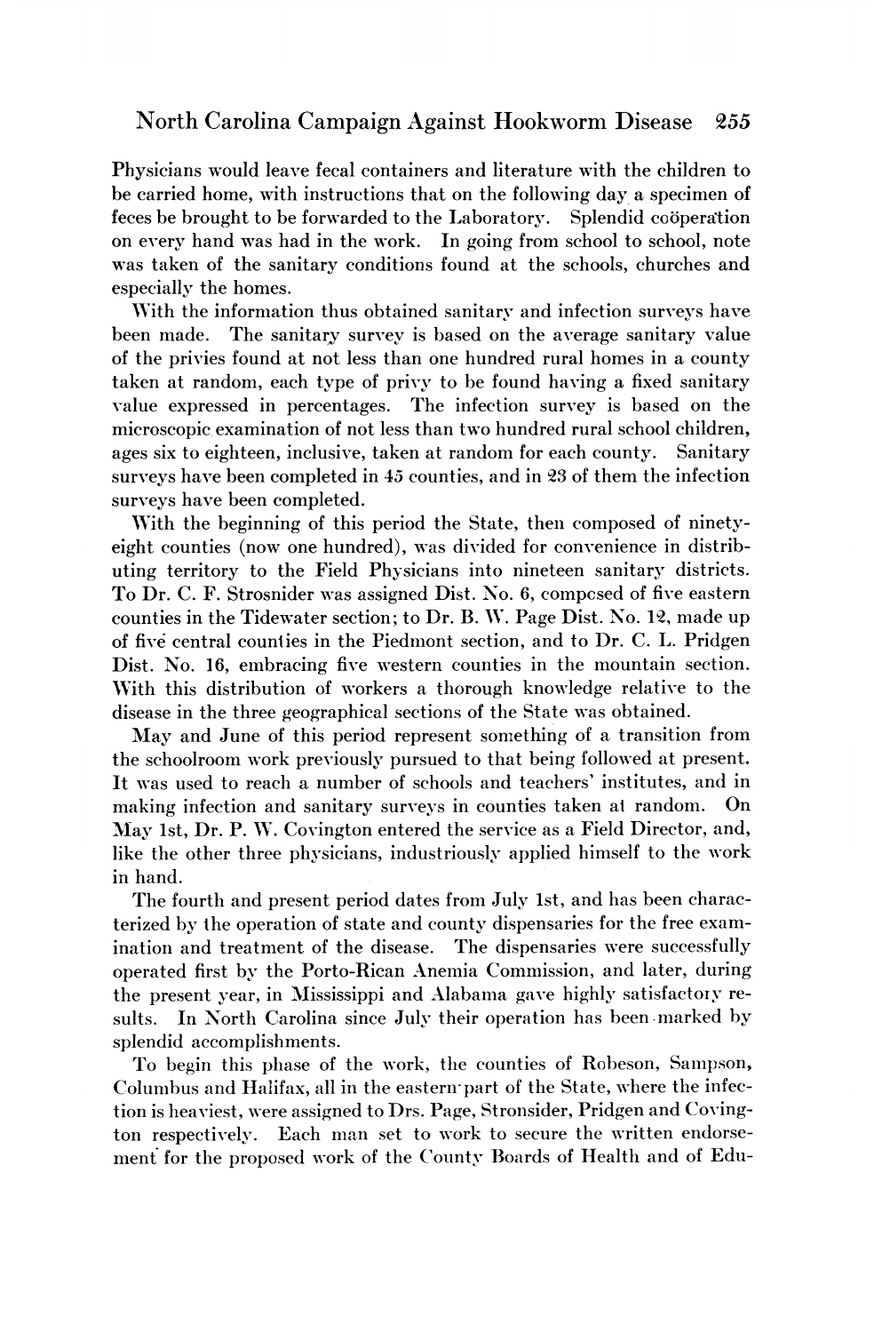Physicians would leave fecal containers and literature with the children to be carried home, with instructions that on the following day a specimen of feces be brought to be forwarded to the Laboratory. Splendid coöperation on every hand was had in the work. In going from school to school, note was taken of the sanitary conditions found at the schools, churches and especially the homes.

With the information thus obtained sanitary and infection surveys have been made. The sanitary survey is based on the average sanitary value of the privies found at not less than one hundred rural homes in a county taken at random, each type of privy to be found having a fixed sanitary value expressed in percentages. The infection survey is based on the microscopic examination of not less than two hundred rural school children, ages six to eighteen, inclusive, taken at random for each county. Sanitary surveys have been completed in 45 counties, and in 23 of them the infection surveys have been completed.

With the beginning of this period the State, then composed of ninety-eight counties (now one hundred), was divided for convenience in distributing territory to the Field Physicians into nineteen sanitary districts. To Dr. C. F. Strosnider was assigned Dist. No. 6, composed of five eastern counties in the Tidewater section; to Dr. B. W. Page Dist. No. 12, made up of five central counties in the Piedmont section, and to Dr. C. L. Pridgen Dist. No. 16, embracing five western counties in the mountain section. With this distribution of workers a thorough knowledge relative to the disease in the three geographical sections of the State was obtained.

May and June of this period represent something of a transition from the schoolroom work previously pursued to that being followed at present. It was used to reach a number of schools and teachers' institutes, and in making infection and sanitary surveys in counties taken at random. On May 1st, Dr. P. W. Covington entered the service as a Field Director, and, like the other three physicians, industriously applied himself to the work in hand.

The fourth and present period dates from July 1st, and has been characterized by the operation of state and county dispensaries for the free examination and treatment of the disease. The dispensaries were successfully operated first by the Porto-Rican Anemia Commission, and later, during the present year, in Mississippi and Alabama gave highly satisfactory results. In North Carolina since July their operation has been marked by splendid accomplishments.

To begin this phase of the work, the counties of Robeson, Sampson, Columbus and Halifax, all in the eastern part of the State, where the infection is heaviest, were assigned to Drs. Page, Stronsider, Pridgen and Covington respectively. Each man set to work to secure the written endorsement for the proposed work of the County Boards of Health and of Edu-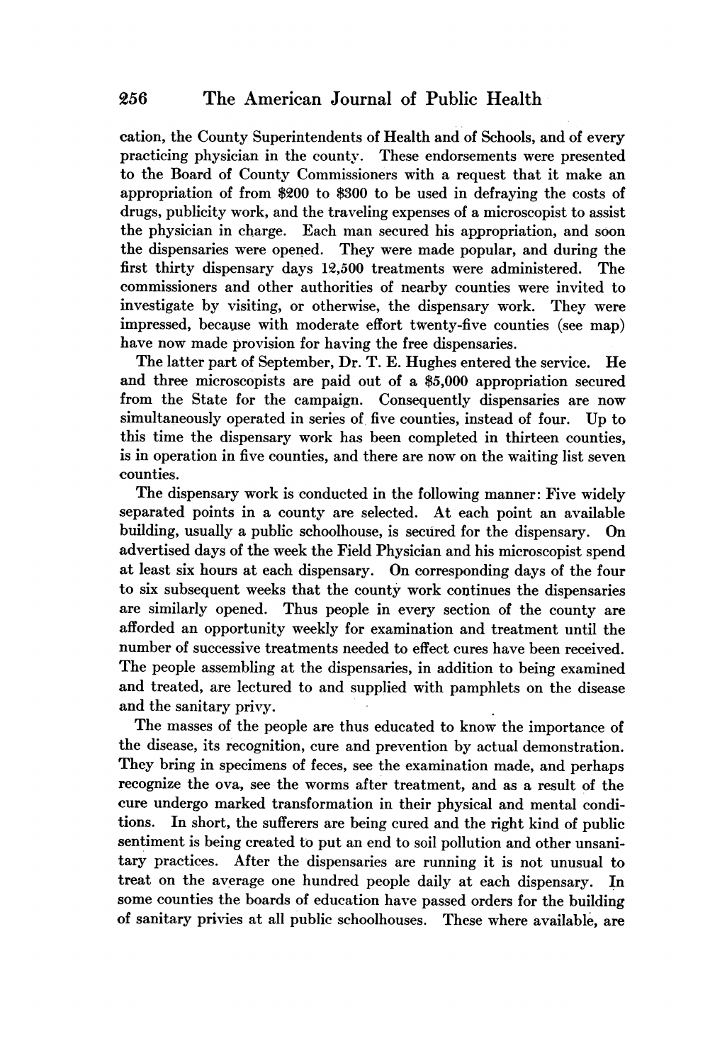cation, the County Superintendents of Health and of Schools, and of every practicing physician in the county. These endorsements were presented to the Board of County Commissioners with a request that it make an appropriation of from $200 to $300 to be used in defraying the costs of drugs, publicity work, and the traveling expenses of a microscopist to assist the physician in charge. Each man secured his appropriation, and soon the dispensaries were opened. They were made popular, and during the first thirty dispensary days 12,500 treatments were administered. The commissioners and other authorities of nearby counties were invited to investigate by visiting, or otherwise, the dispensary work. They were impressed, because with moderate effort twenty-five counties (see map) have now made provision for having the free dispensaries.

The latter part of September, Dr. T. E. Hughes entered the service. He and three microscopists are paid out of a $5,000 appropriation secured from the State for the campaign. Consequently dispensaries are now simultaneously operated in series of five counties, instead of four. Up to this time the dispensary work has been completed in thirteen counties, is in operation in five counties, and there are now on the waiting list seven counties.

The dispensary work is conducted in the following manner: Five widely separated points in a county are selected. At each point an available building, usually a public schoolhouse, is secured for the dispensary. On advertised days of the week the Field Physician and his microscopist spend at least six hours at each dispensary. On corresponding days of the four to six subsequent weeks that the county work continues the dispensaries are similarly opened. Thus people in every section of the county are afforded an opportunity weekly for examination and treatment until the number of successive treatments needed to effect cures have been received. The people assembling at the dispensaries, in addition to being examined and treated, are lectured to and supplied with pamphlets on the disease and the sanitary privy.

The masses of the people are thus educated to know the importance of the disease, its recognition, cure and prevention by actual demonstration. They bring in specimens of feces, see the examination made, and perhaps recognize the ova, see the worms after treatment, and as a result of the cure undergo marked transformation in their physical and mental conditions. In short, the sufferers are being cured and the right kind of public sentiment is being created to put an end to soil pollution and other unsanitary practices. After the dispensaries are running it is not unusual to treat on the average one hundred people daily at each dispensary. In some counties the boards of education have passed orders for the building of sanitary privies at all public schoolhouses. These where available, are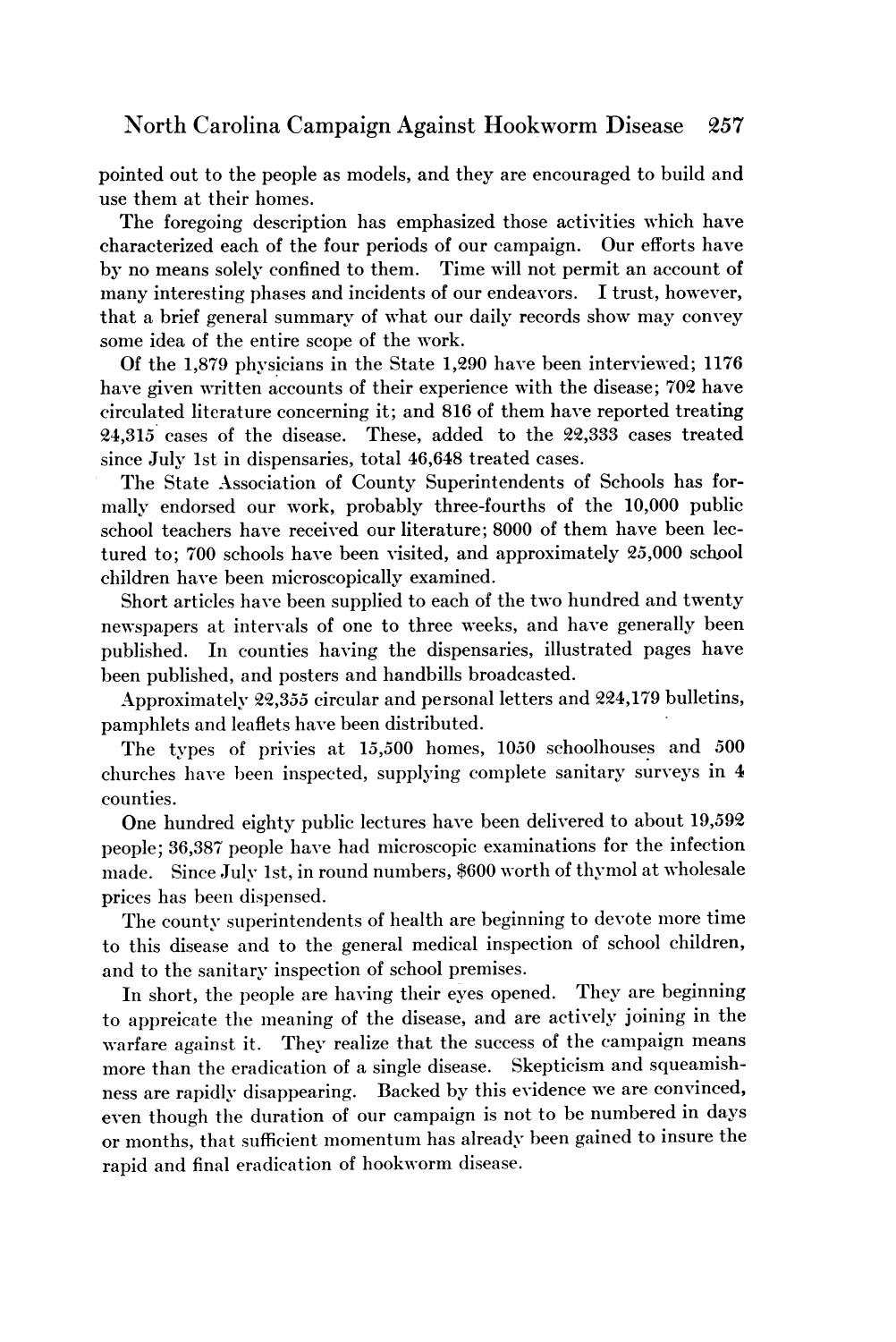pointed out to the people as models, and they are encouraged to build and use them at their homes.

The foregoing description has emphasized those activities which have characterized each of the four periods of our campaign. Our efforts have by no means solely confined to them. Time will not permit an account of many interesting phases and incidents of our endeavors. I trust, however, that a brief general summary of what our daily records show may convey some idea of the entire scope of the work.

Of the 1,879 physicians in the State 1,290 have been interviewed; 1176 have given written accounts of their experience with the disease; 702 have circulated literature concerning it; and 816 of them have reported treating 24,315 cases of the disease. These, added to the 22,333 cases treated since July 1st in dispensaries, total 46,648 treated cases.

The State Association of County Superintendents of Schools has formally endorsed our work, probably three-fourths of the 10,000 public school teachers have received our literature; 8000 of them have been lectured to; 700 schools have been visited, and approximately 25,000 school children have been microscopically examined.

Short articles have been supplied to each of the two hundred and twenty newspapers at intervals of one to three weeks, and have generally been published. In counties having the dispensaries, illustrated pages have been published, and posters and handbills broadcasted.

Approximately 22,355 circular and personal letters and 224,179 bulletins, pamphlets and leaflets have been distributed.

The types of privies at 15,500 homes, 1050 schoolhouses and 500 churches have been inspected, supplying complete sanitary surveys in 4 counties.

One hundred eighty public lectures have been delivered to about 19,592 people; 36,387 people have had microscopic examinations for the infection made. Since July 1st, in round numbers, $600 worth of thymol at wholesale prices has been dispensed.

The county superintendents of health are beginning to devote more time to this disease and to the general medical inspection of school children, and to the sanitary inspection of school premises.

In short, the people are having their eyes opened. They are beginning to appreicate the meaning of the disease, and are actively joining in the warfare against it. They realize that the success of the campaign means more than the eradication of a single disease. Skepticism and squeamishness are rapidly disappearing. Backed by this evidence we are convinced, even though the duration of our campaign is not to be numbered in days or months, that sufficient momentum has already been gained to insure the rapid and final eradication of hookworm disease.